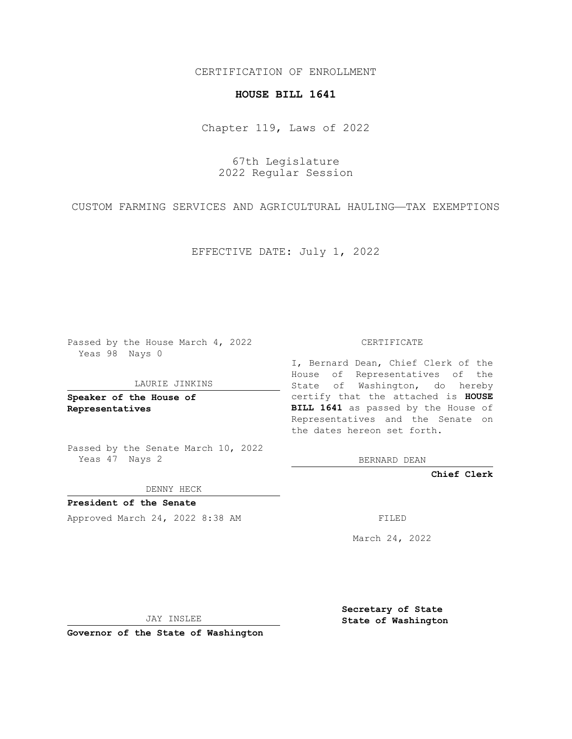CERTIFICATION OF ENROLLMENT

**HOUSE BILL 1641**

Chapter 119, Laws of 2022

67th Legislature
2022 Regular Session

CUSTOM FARMING SERVICES AND AGRICULTURAL HAULING—TAX EXEMPTIONS

EFFECTIVE DATE: July 1, 2022

Passed by the House March 4, 2022
Yeas 98 Nays 0

LAURIE JINKINS

**Speaker of the House of Representatives**

Passed by the Senate March 10, 2022
Yeas 47 Nays 2

DENNY HECK

**President of the Senate**

Approved March 24, 2022 8:38 AM

JAY INSLEE

**Governor of the State of Washington**

CERTIFICATE

I, Bernard Dean, Chief Clerk of the House of Representatives of the State of Washington, do hereby certify that the attached is **HOUSE BILL 1641** as passed by the House of Representatives and the Senate on the dates hereon set forth.

BERNARD DEAN

**Chief Clerk**

FILED

March 24, 2022

**Secretary of State**
**State of Washington**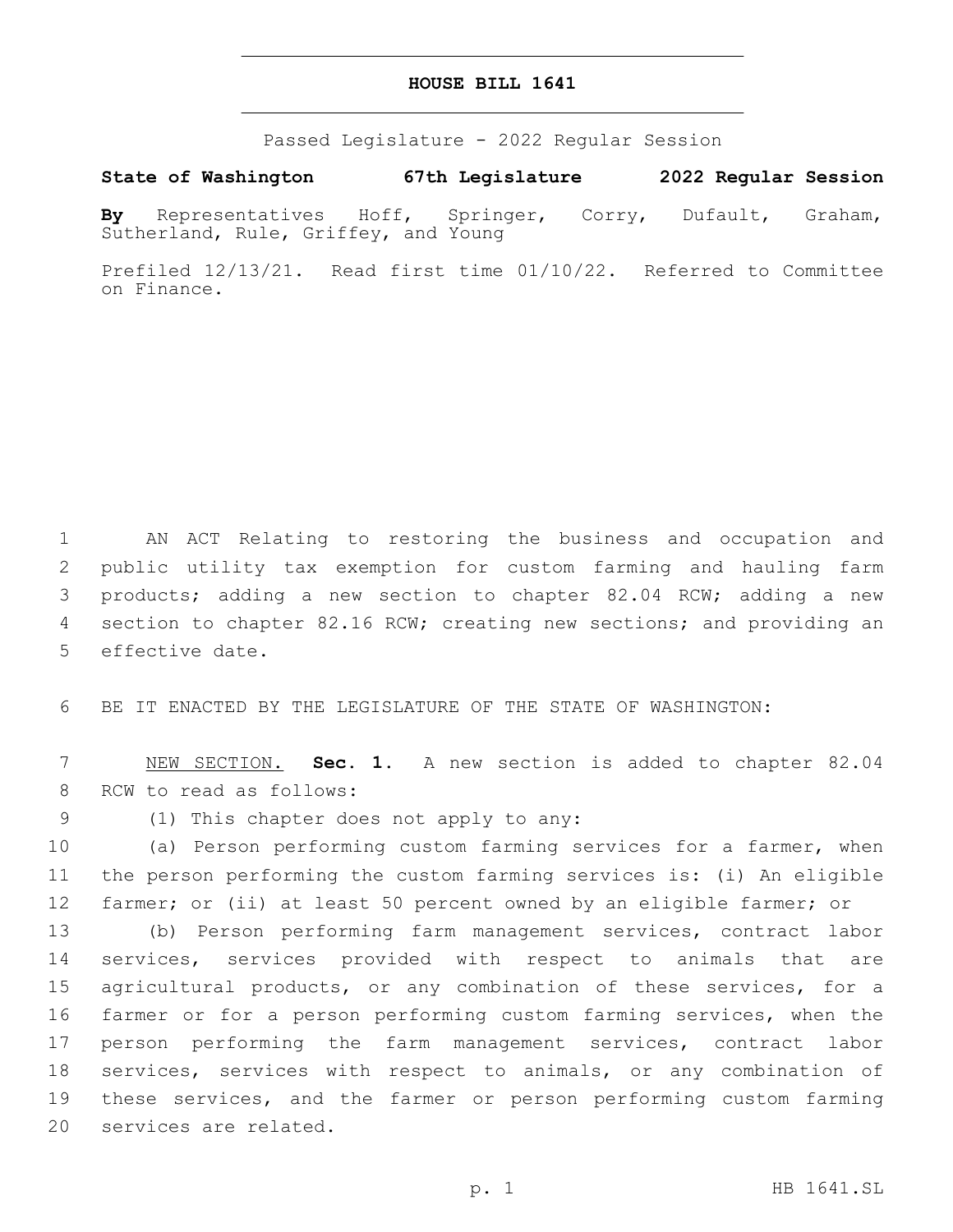# HOUSE BILL 1641

Passed Legislature - 2022 Regular Session

**State of Washington 67th Legislature 2022 Regular Session**

**By** Representatives Hoff, Springer, Corry, Dufault, Graham, Sutherland, Rule, Griffey, and Young

Prefiled 12/13/21. Read first time 01/10/22. Referred to Committee on Finance.

AN ACT Relating to restoring the business and occupation and public utility tax exemption for custom farming and hauling farm products; adding a new section to chapter 82.04 RCW; adding a new section to chapter 82.16 RCW; creating new sections; and providing an effective date.

BE IT ENACTED BY THE LEGISLATURE OF THE STATE OF WASHINGTON:

NEW SECTION. **Sec. 1.** A new section is added to chapter 82.04 RCW to read as follows:

(1) This chapter does not apply to any:

(a) Person performing custom farming services for a farmer, when the person performing the custom farming services is: (i) An eligible farmer; or (ii) at least 50 percent owned by an eligible farmer; or

(b) Person performing farm management services, contract labor services, services provided with respect to animals that are agricultural products, or any combination of these services, for a farmer or for a person performing custom farming services, when the person performing the farm management services, contract labor services, services with respect to animals, or any combination of these services, and the farmer or person performing custom farming services are related.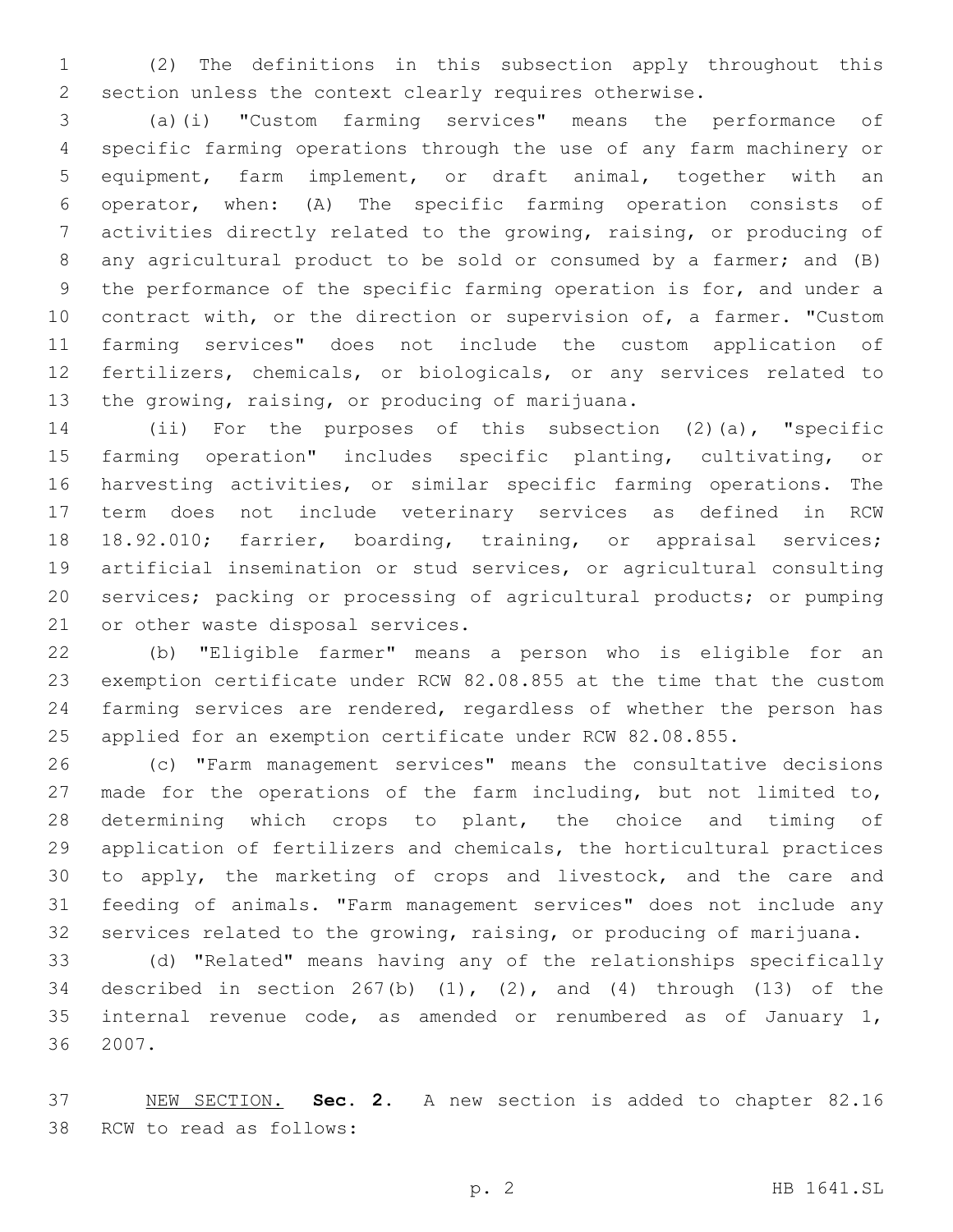(2) The definitions in this subsection apply throughout this section unless the context clearly requires otherwise.

(a)(i) "Custom farming services" means the performance of specific farming operations through the use of any farm machinery or equipment, farm implement, or draft animal, together with an operator, when: (A) The specific farming operation consists of activities directly related to the growing, raising, or producing of any agricultural product to be sold or consumed by a farmer; and (B) the performance of the specific farming operation is for, and under a contract with, or the direction or supervision of, a farmer. "Custom farming services" does not include the custom application of fertilizers, chemicals, or biologicals, or any services related to the growing, raising, or producing of marijuana.

(ii) For the purposes of this subsection (2)(a), "specific farming operation" includes specific planting, cultivating, or harvesting activities, or similar specific farming operations. The term does not include veterinary services as defined in RCW 18.92.010; farrier, boarding, training, or appraisal services; artificial insemination or stud services, or agricultural consulting services; packing or processing of agricultural products; or pumping or other waste disposal services.

(b) "Eligible farmer" means a person who is eligible for an exemption certificate under RCW 82.08.855 at the time that the custom farming services are rendered, regardless of whether the person has applied for an exemption certificate under RCW 82.08.855.

(c) "Farm management services" means the consultative decisions made for the operations of the farm including, but not limited to, determining which crops to plant, the choice and timing of application of fertilizers and chemicals, the horticultural practices to apply, the marketing of crops and livestock, and the care and feeding of animals. "Farm management services" does not include any services related to the growing, raising, or producing of marijuana.

(d) "Related" means having any of the relationships specifically described in section 267(b) (1), (2), and (4) through (13) of the internal revenue code, as amended or renumbered as of January 1, 2007.

NEW SECTION. **Sec. 2.** A new section is added to chapter 82.16 RCW to read as follows: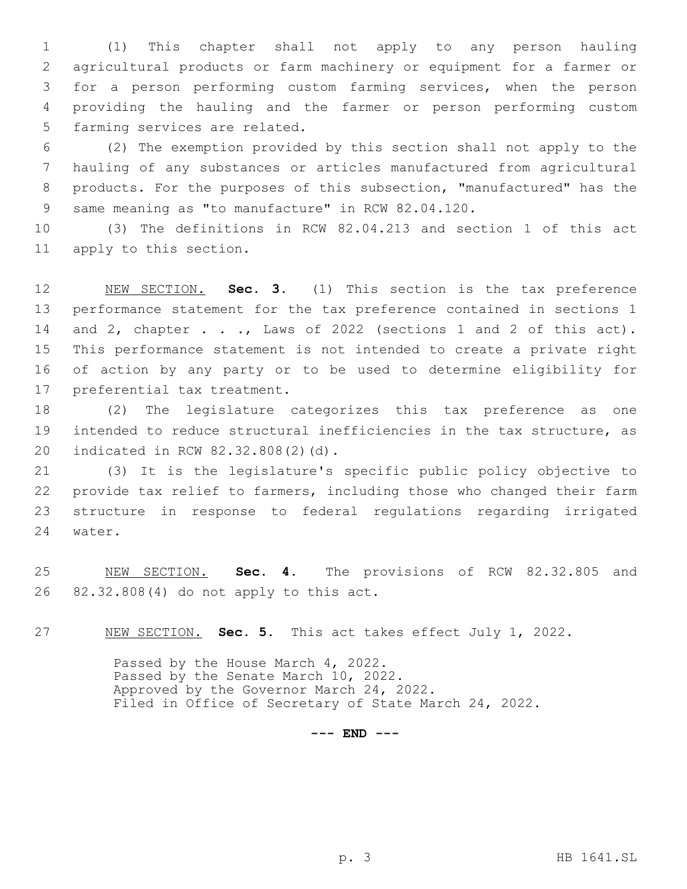(1) This chapter shall not apply to any person hauling agricultural products or farm machinery or equipment for a farmer or for a person performing custom farming services, when the person providing the hauling and the farmer or person performing custom farming services are related.

(2) The exemption provided by this section shall not apply to the hauling of any substances or articles manufactured from agricultural products. For the purposes of this subsection, "manufactured" has the same meaning as "to manufacture" in RCW 82.04.120.

(3) The definitions in RCW 82.04.213 and section 1 of this act apply to this section.

NEW SECTION. **Sec. 3.** (1) This section is the tax preference performance statement for the tax preference contained in sections 1 and 2, chapter . . ., Laws of 2022 (sections 1 and 2 of this act). This performance statement is not intended to create a private right of action by any party or to be used to determine eligibility for preferential tax treatment.

(2) The legislature categorizes this tax preference as one intended to reduce structural inefficiencies in the tax structure, as indicated in RCW 82.32.808(2)(d).

(3) It is the legislature's specific public policy objective to provide tax relief to farmers, including those who changed their farm structure in response to federal regulations regarding irrigated water.

NEW SECTION. **Sec. 4.** The provisions of RCW 82.32.805 and 82.32.808(4) do not apply to this act.

NEW SECTION. **Sec. 5.** This act takes effect July 1, 2022.

Passed by the House March 4, 2022.
Passed by the Senate March 10, 2022.
Approved by the Governor March 24, 2022.
Filed in Office of Secretary of State March 24, 2022.

**--- END ---**